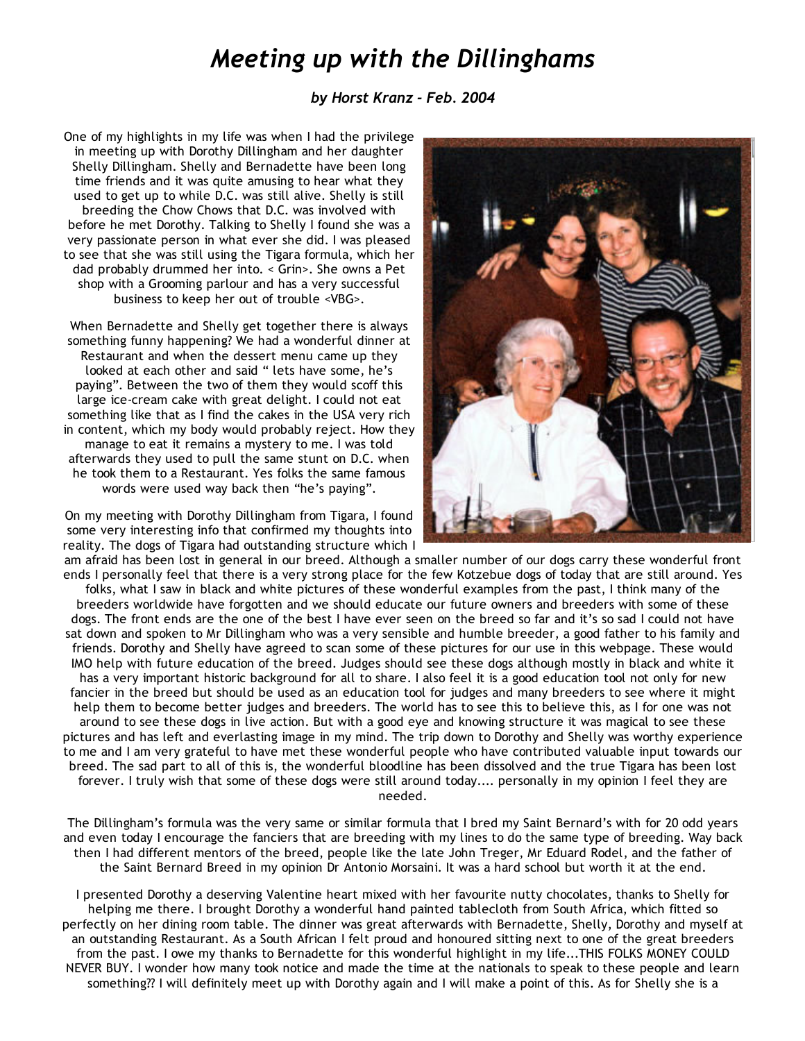# *Meeting up with the Dillinghams*

***by Horst Kranz - Feb. 2004***

One of my highlights in my life was when I had the privilege in meeting up with Dorothy Dillingham and her daughter Shelly Dillingham. Shelly and Bernadette have been long time friends and it was quite amusing to hear what they used to get up to while D.C. was still alive. Shelly is still breeding the Chow Chows that D.C. was involved with before he met Dorothy. Talking to Shelly I found she was a very passionate person in what ever she did. I was pleased to see that she was still using the Tigara formula, which her dad probably drummed her into. < Grin>. She owns a Pet shop with a Grooming parlour and has a very successful business to keep her out of trouble <VBG>.

When Bernadette and Shelly get together there is always something funny happening? We had a wonderful dinner at Restaurant and when the dessert menu came up they looked at each other and said " lets have some, he's paying". Between the two of them they would scoff this large ice-cream cake with great delight. I could not eat something like that as I find the cakes in the USA very rich in content, which my body would probably reject. How they manage to eat it remains a mystery to me. I was told afterwards they used to pull the same stunt on D.C. when he took them to a Restaurant. Yes folks the same famous words were used way back then "he's paying".

On my meeting with Dorothy Dillingham from Tigara, I found some very interesting info that confirmed my thoughts into reality. The dogs of Tigara had outstanding structure which I am afraid has been lost in general in our breed. Although a smaller number of our dogs carry these wonderful front ends I personally feel that there is a very strong place for the few Kotzebue dogs of today that are still around. Yes folks, what I saw in black and white pictures of these wonderful examples from the past, I think many of the breeders worldwide have forgotten and we should educate our future owners and breeders with some of these dogs. The front ends are the one of the best I have ever seen on the breed so far and it's so sad I could not have sat down and spoken to Mr Dillingham who was a very sensible and humble breeder, a good father to his family and friends. Dorothy and Shelly have agreed to scan some of these pictures for our use in this webpage. These would IMO help with future education of the breed. Judges should see these dogs although mostly in black and white it has a very important historic background for all to share. I also feel it is a good education tool not only for new fancier in the breed but should be used as an education tool for judges and many breeders to see where it might help them to become better judges and breeders. The world has to see this to believe this, as I for one was not around to see these dogs in live action. But with a good eye and knowing structure it was magical to see these pictures and has left and everlasting image in my mind. The trip down to Dorothy and Shelly was worthy experience to me and I am very grateful to have met these wonderful people who have contributed valuable input towards our breed. The sad part to all of this is, the wonderful bloodline has been dissolved and the true Tigara has been lost forever. I truly wish that some of these dogs were still around today.... personally in my opinion I feel they are needed.

The Dillingham's formula was the very same or similar formula that I bred my Saint Bernard's with for 20 odd years and even today I encourage the fanciers that are breeding with my lines to do the same type of breeding. Way back then I had different mentors of the breed, people like the late John Treger, Mr Eduard Rodel, and the father of the Saint Bernard Breed in my opinion Dr Antonio Morsaini. It was a hard school but worth it at the end.

I presented Dorothy a deserving Valentine heart mixed with her favourite nutty chocolates, thanks to Shelly for helping me there. I brought Dorothy a wonderful hand painted tablecloth from South Africa, which fitted so perfectly on her dining room table. The dinner was great afterwards with Bernadette, Shelly, Dorothy and myself at an outstanding Restaurant. As a South African I felt proud and honoured sitting next to one of the great breeders from the past. I owe my thanks to Bernadette for this wonderful highlight in my life...THIS FOLKS MONEY COULD NEVER BUY. I wonder how many took notice and made the time at the nationals to speak to these people and learn something?? I will definitely meet up with Dorothy again and I will make a point of this. As for Shelly she is a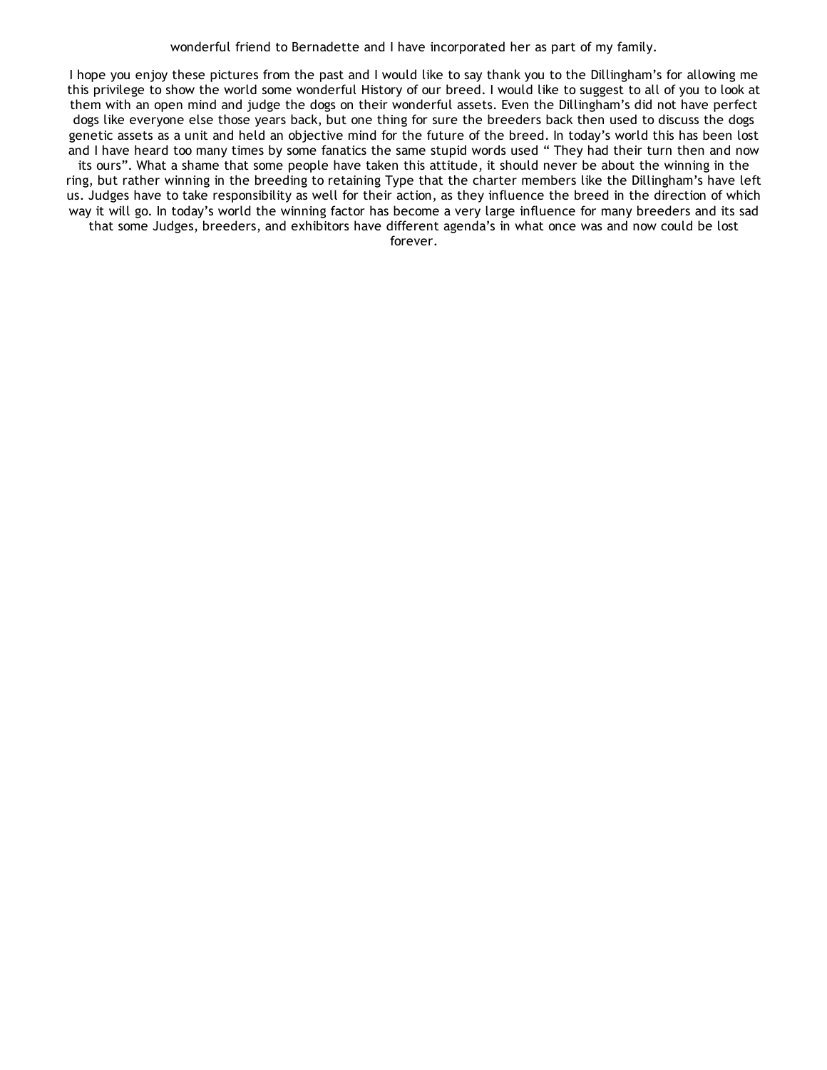wonderful friend to Bernadette and I have incorporated her as part of my family.

I hope you enjoy these pictures from the past and I would like to say thank you to the Dillingham's for allowing me this privilege to show the world some wonderful History of our breed. I would like to suggest to all of you to look at them with an open mind and judge the dogs on their wonderful assets. Even the Dillingham's did not have perfect dogs like everyone else those years back, but one thing for sure the breeders back then used to discuss the dogs genetic assets as a unit and held an objective mind for the future of the breed. In today's world this has been lost and I have heard too many times by some fanatics the same stupid words used " They had their turn then and now its ours". What a shame that some people have taken this attitude, it should never be about the winning in the ring, but rather winning in the breeding to retaining Type that the charter members like the Dillingham's have left us. Judges have to take responsibility as well for their action, as they influence the breed in the direction of which way it will go. In today's world the winning factor has become a very large influence for many breeders and its sad that some Judges, breeders, and exhibitors have different agenda's in what once was and now could be lost forever.